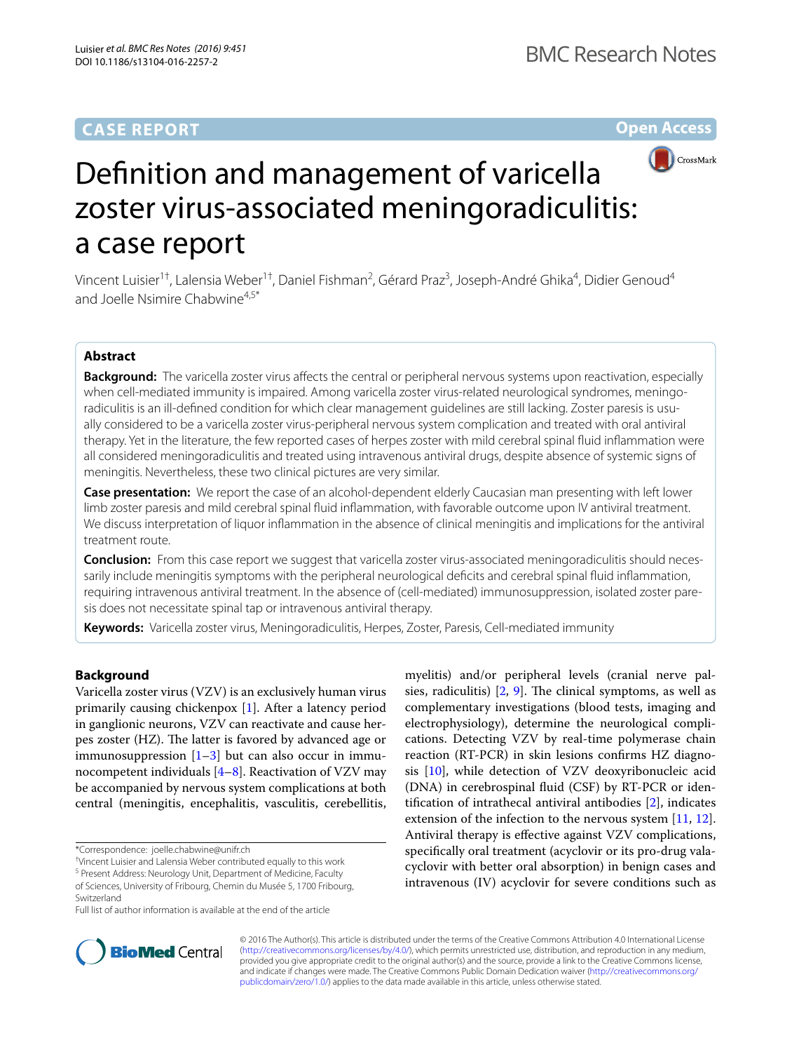CASE REPORT

Open Access

# Definition and management of varicella zoster virus-associated meningoradiculitis: a case report

Vincent Luisier[1†], Lalensia Weber[1†], Daniel Fishman[2], Gérard Praz[3], Joseph-André Ghika[4], Didier Genoud[4] and Joelle Nsimire Chabwine[4,5*]

## Abstract

**Background:** The varicella zoster virus affects the central or peripheral nervous systems upon reactivation, especially when cell-mediated immunity is impaired. Among varicella zoster virus-related neurological syndromes, meningoradiculitis is an ill-defined condition for which clear management guidelines are still lacking. Zoster paresis is usually considered to be a varicella zoster virus-peripheral nervous system complication and treated with oral antiviral therapy. Yet in the literature, the few reported cases of herpes zoster with mild cerebral spinal fluid inflammation were all considered meningoradiculitis and treated using intravenous antiviral drugs, despite absence of systemic signs of meningitis. Nevertheless, these two clinical pictures are very similar.

**Case presentation:** We report the case of an alcohol-dependent elderly Caucasian man presenting with left lower limb zoster paresis and mild cerebral spinal fluid inflammation, with favorable outcome upon IV antiviral treatment. We discuss interpretation of liquor inflammation in the absence of clinical meningitis and implications for the antiviral treatment route.

**Conclusion:** From this case report we suggest that varicella zoster virus-associated meningoradiculitis should necessarily include meningitis symptoms with the peripheral neurological deficits and cerebral spinal fluid inflammation, requiring intravenous antiviral treatment. In the absence of (cell-mediated) immunosuppression, isolated zoster paresis does not necessitate spinal tap or intravenous antiviral therapy.

**Keywords:** Varicella zoster virus, Meningoradiculitis, Herpes, Zoster, Paresis, Cell-mediated immunity

## Background

Varicella zoster virus (VZV) is an exclusively human virus primarily causing chickenpox [1]. After a latency period in ganglionic neurons, VZV can reactivate and cause herpes zoster (HZ). The latter is favored by advanced age or immunosuppression [1–3] but can also occur in immunocompetent individuals [4–8]. Reactivation of VZV may be accompanied by nervous system complications at both central (meningitis, encephalitis, vasculitis, cerebellitis, myelitis) and/or peripheral levels (cranial nerve palsies, radiculitis) [2, 9]. The clinical symptoms, as well as complementary investigations (blood tests, imaging and electrophysiology), determine the neurological complications. Detecting VZV by real-time polymerase chain reaction (RT-PCR) in skin lesions confirms HZ diagnosis [10], while detection of VZV deoxyribonucleic acid (DNA) in cerebrospinal fluid (CSF) by RT-PCR or identification of intrathecal antiviral antibodies [2], indicates extension of the infection to the nervous system [11, 12]. Antiviral therapy is effective against VZV complications, specifically oral treatment (acyclovir or its pro-drug valacyclovir with better oral absorption) in benign cases and intravenous (IV) acyclovir for severe conditions such as

*Correspondence: joelle.chabwine@unifr.ch
†Vincent Luisier and Lalensia Weber contributed equally to this work
[5] Present Address: Neurology Unit, Department of Medicine, Faculty of Sciences, University of Fribourg, Chemin du Musée 5, 1700 Fribourg, Switzerland
Full list of author information is available at the end of the article

© 2016 The Author(s). This article is distributed under the terms of the Creative Commons Attribution 4.0 International License (http://creativecommons.org/licenses/by/4.0/), which permits unrestricted use, distribution, and reproduction in any medium, provided you give appropriate credit to the original author(s) and the source, provide a link to the Creative Commons license, and indicate if changes were made. The Creative Commons Public Domain Dedication waiver (http://creativecommons.org/publicdomain/zero/1.0/) applies to the data made available in this article, unless otherwise stated.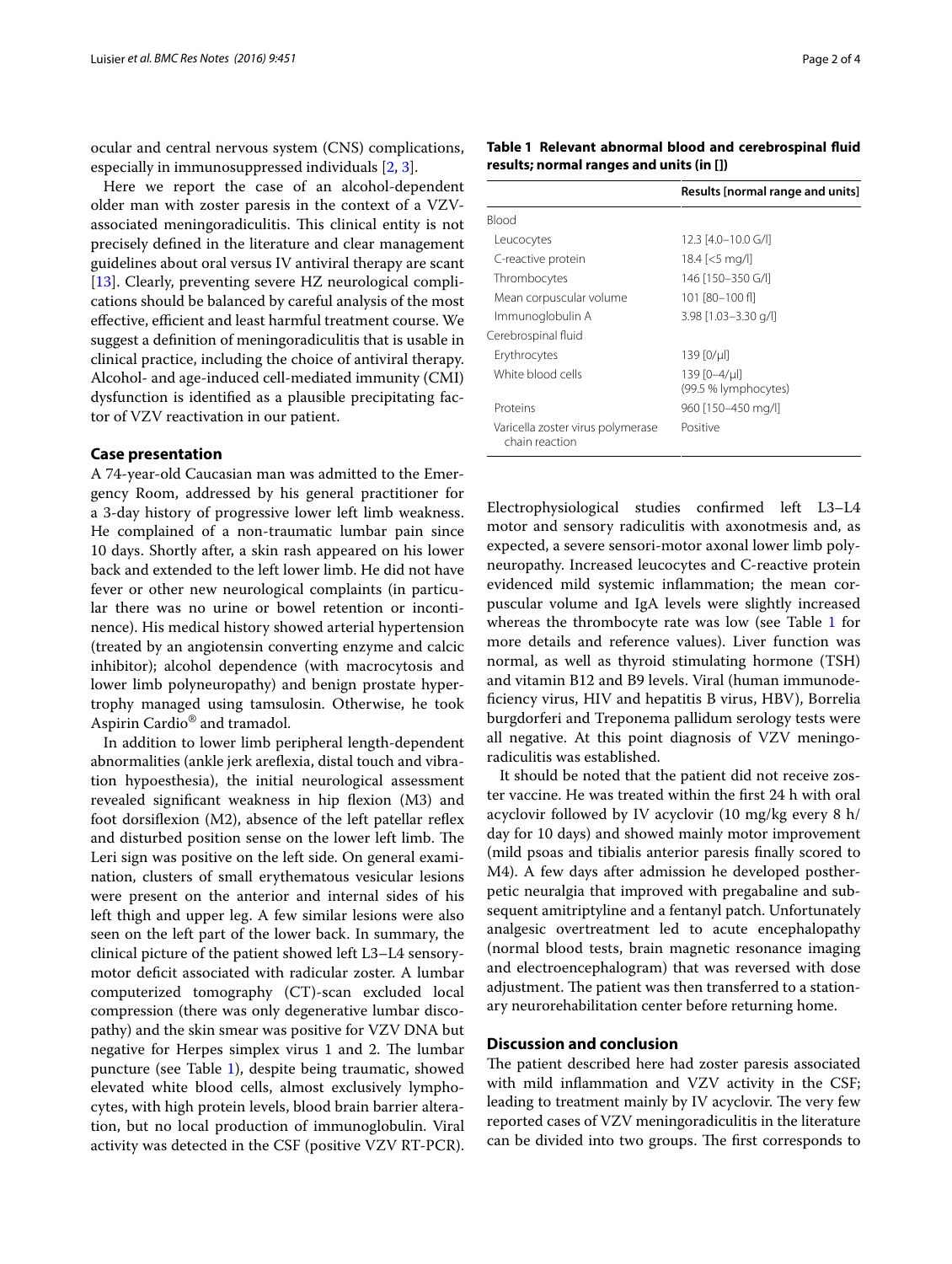ocular and central nervous system (CNS) complications, especially in immunosuppressed individuals [2, 3].

Here we report the case of an alcohol-dependent older man with zoster paresis in the context of a VZV-associated meningoradiculitis. This clinical entity is not precisely defined in the literature and clear management guidelines about oral versus IV antiviral therapy are scant [13]. Clearly, preventing severe HZ neurological complications should be balanced by careful analysis of the most effective, efficient and least harmful treatment course. We suggest a definition of meningoradiculitis that is usable in clinical practice, including the choice of antiviral therapy. Alcohol- and age-induced cell-mediated immunity (CMI) dysfunction is identified as a plausible precipitating factor of VZV reactivation in our patient.

## Case presentation

A 74-year-old Caucasian man was admitted to the Emergency Room, addressed by his general practitioner for a 3-day history of progressive lower left limb weakness. He complained of a non-traumatic lumbar pain since 10 days. Shortly after, a skin rash appeared on his lower back and extended to the left lower limb. He did not have fever or other new neurological complaints (in particular there was no urine or bowel retention or incontinence). His medical history showed arterial hypertension (treated by an angiotensin converting enzyme and calcic inhibitor); alcohol dependence (with macrocytosis and lower limb polyneuropathy) and benign prostate hypertrophy managed using tamsulosin. Otherwise, he took Aspirin Cardio® and tramadol.

In addition to lower limb peripheral length-dependent abnormalities (ankle jerk areflexia, distal touch and vibration hypoesthesia), the initial neurological assessment revealed significant weakness in hip flexion (M3) and foot dorsiflexion (M2), absence of the left patellar reflex and disturbed position sense on the lower left limb. The Leri sign was positive on the left side. On general examination, clusters of small erythematous vesicular lesions were present on the anterior and internal sides of his left thigh and upper leg. A few similar lesions were also seen on the left part of the lower back. In summary, the clinical picture of the patient showed left L3–L4 sensory-motor deficit associated with radicular zoster. A lumbar computerized tomography (CT)-scan excluded local compression (there was only degenerative lumbar discopathy) and the skin smear was positive for VZV DNA but negative for Herpes simplex virus 1 and 2. The lumbar puncture (see Table 1), despite being traumatic, showed elevated white blood cells, almost exclusively lymphocytes, with high protein levels, blood brain barrier alteration, but no local production of immunoglobulin. Viral activity was detected in the CSF (positive VZV RT-PCR).

**Table 1 Relevant abnormal blood and cerebrospinal fluid results; normal ranges and units (in [])**

| | Results [normal range and units] |
|---|---|
| Blood | |
| Leucocytes | 12.3 [4.0–10.0 G/l] |
| C-reactive protein | 18.4 [<5 mg/l] |
| Thrombocytes | 146 [150–350 G/l] |
| Mean corpuscular volume | 101 [80–100 fl] |
| Immunoglobulin A | 3.98 [1.03–3.30 g/l] |
| Cerebrospinal fluid | |
| Erythrocytes | 139 [0/μl] |
| White blood cells | 139 [0–4/μl] (99.5 % lymphocytes) |
| Proteins | 960 [150–450 mg/l] |
| Varicella zoster virus polymerase chain reaction | Positive |

Electrophysiological studies confirmed left L3–L4 motor and sensory radiculitis with axonotmesis and, as expected, a severe sensori-motor axonal lower limb polyneuropathy. Increased leucocytes and C-reactive protein evidenced mild systemic inflammation; the mean corpuscular volume and IgA levels were slightly increased whereas the thrombocyte rate was low (see Table 1 for more details and reference values). Liver function was normal, as well as thyroid stimulating hormone (TSH) and vitamin B12 and B9 levels. Viral (human immunodeficiency virus, HIV and hepatitis B virus, HBV), Borrelia burgdorferi and Treponema pallidum serology tests were all negative. At this point diagnosis of VZV meningoradiculitis was established.

It should be noted that the patient did not receive zoster vaccine. He was treated within the first 24 h with oral acyclovir followed by IV acyclovir (10 mg/kg every 8 h/day for 10 days) and showed mainly motor improvement (mild psoas and tibialis anterior paresis finally scored to M4). A few days after admission he developed postherpetic neuralgia that improved with pregabaline and subsequent amitriptyline and a fentanyl patch. Unfortunately analgesic overtreatment led to acute encephalopathy (normal blood tests, brain magnetic resonance imaging and electroencephalogram) that was reversed with dose adjustment. The patient was then transferred to a stationary neurorehabilitation center before returning home.

## Discussion and conclusion

The patient described here had zoster paresis associated with mild inflammation and VZV activity in the CSF; leading to treatment mainly by IV acyclovir. The very few reported cases of VZV meningoradiculitis in the literature can be divided into two groups. The first corresponds to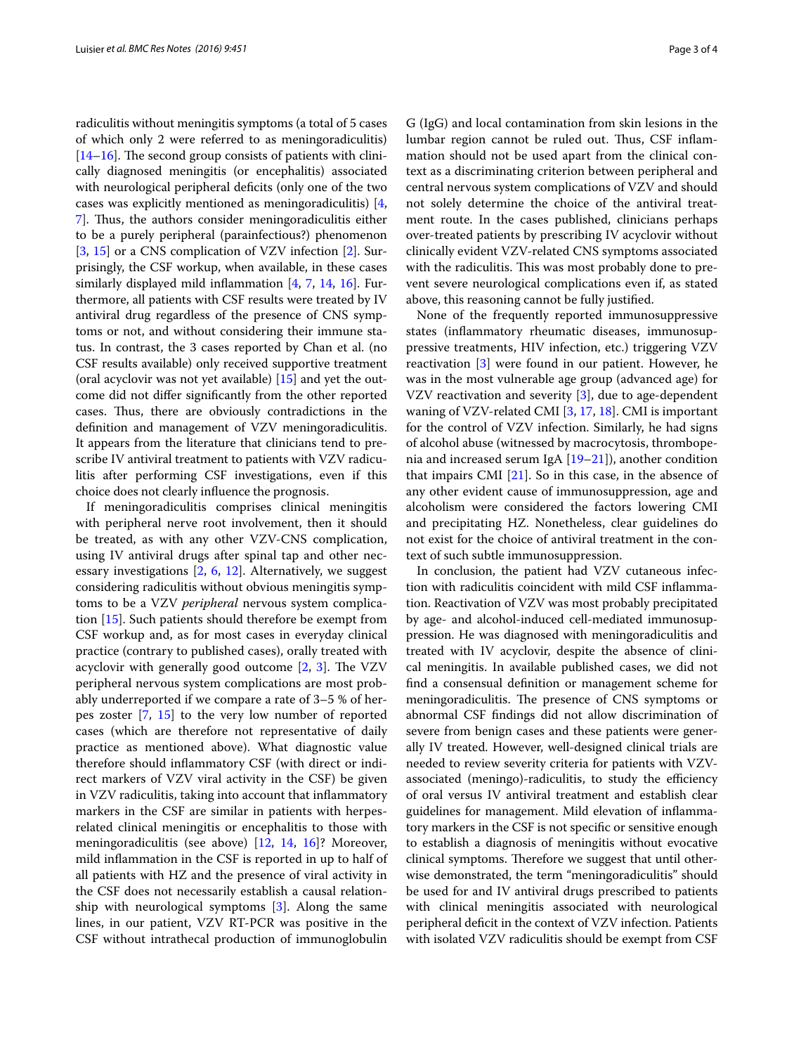radiculitis without meningitis symptoms (a total of 5 cases of which only 2 were referred to as meningoradiculitis) [14–16]. The second group consists of patients with clinically diagnosed meningitis (or encephalitis) associated with neurological peripheral deficits (only one of the two cases was explicitly mentioned as meningoradiculitis) [4, 7]. Thus, the authors consider meningoradiculitis either to be a purely peripheral (parainfectious?) phenomenon [3, 15] or a CNS complication of VZV infection [2]. Surprisingly, the CSF workup, when available, in these cases similarly displayed mild inflammation [4, 7, 14, 16]. Furthermore, all patients with CSF results were treated by IV antiviral drug regardless of the presence of CNS symptoms or not, and without considering their immune status. In contrast, the 3 cases reported by Chan et al. (no CSF results available) only received supportive treatment (oral acyclovir was not yet available) [15] and yet the outcome did not differ significantly from the other reported cases. Thus, there are obviously contradictions in the definition and management of VZV meningoradiculitis. It appears from the literature that clinicians tend to prescribe IV antiviral treatment to patients with VZV radiculitis after performing CSF investigations, even if this choice does not clearly influence the prognosis.

If meningoradiculitis comprises clinical meningitis with peripheral nerve root involvement, then it should be treated, as with any other VZV-CNS complication, using IV antiviral drugs after spinal tap and other necessary investigations [2, 6, 12]. Alternatively, we suggest considering radiculitis without obvious meningitis symptoms to be a VZV *peripheral* nervous system complication [15]. Such patients should therefore be exempt from CSF workup and, as for most cases in everyday clinical practice (contrary to published cases), orally treated with acyclovir with generally good outcome [2, 3]. The VZV peripheral nervous system complications are most probably underreported if we compare a rate of 3–5 % of herpes zoster [7, 15] to the very low number of reported cases (which are therefore not representative of daily practice as mentioned above). What diagnostic value therefore should inflammatory CSF (with direct or indirect markers of VZV viral activity in the CSF) be given in VZV radiculitis, taking into account that inflammatory markers in the CSF are similar in patients with herpes-related clinical meningitis or encephalitis to those with meningoradiculitis (see above) [12, 14, 16]? Moreover, mild inflammation in the CSF is reported in up to half of all patients with HZ and the presence of viral activity in the CSF does not necessarily establish a causal relationship with neurological symptoms [3]. Along the same lines, in our patient, VZV RT-PCR was positive in the CSF without intrathecal production of immunoglobulin G (IgG) and local contamination from skin lesions in the lumbar region cannot be ruled out. Thus, CSF inflammation should not be used apart from the clinical context as a discriminating criterion between peripheral and central nervous system complications of VZV and should not solely determine the choice of the antiviral treatment route. In the cases published, clinicians perhaps over-treated patients by prescribing IV acyclovir without clinically evident VZV-related CNS symptoms associated with the radiculitis. This was most probably done to prevent severe neurological complications even if, as stated above, this reasoning cannot be fully justified.

None of the frequently reported immunosuppressive states (inflammatory rheumatic diseases, immunosuppressive treatments, HIV infection, etc.) triggering VZV reactivation [3] were found in our patient. However, he was in the most vulnerable age group (advanced age) for VZV reactivation and severity [3], due to age-dependent waning of VZV-related CMI [3, 17, 18]. CMI is important for the control of VZV infection. Similarly, he had signs of alcohol abuse (witnessed by macrocytosis, thrombopenia and increased serum IgA [19–21]), another condition that impairs CMI [21]. So in this case, in the absence of any other evident cause of immunosuppression, age and alcoholism were considered the factors lowering CMI and precipitating HZ. Nonetheless, clear guidelines do not exist for the choice of antiviral treatment in the context of such subtle immunosuppression.

In conclusion, the patient had VZV cutaneous infection with radiculitis coincident with mild CSF inflammation. Reactivation of VZV was most probably precipitated by age- and alcohol-induced cell-mediated immunosuppression. He was diagnosed with meningoradiculitis and treated with IV acyclovir, despite the absence of clinical meningitis. In available published cases, we did not find a consensual definition or management scheme for meningoradiculitis. The presence of CNS symptoms or abnormal CSF findings did not allow discrimination of severe from benign cases and these patients were generally IV treated. However, well-designed clinical trials are needed to review severity criteria for patients with VZV-associated (meningo)-radiculitis, to study the efficiency of oral versus IV antiviral treatment and establish clear guidelines for management. Mild elevation of inflammatory markers in the CSF is not specific or sensitive enough to establish a diagnosis of meningitis without evocative clinical symptoms. Therefore we suggest that until otherwise demonstrated, the term "meningoradiculitis" should be used for and IV antiviral drugs prescribed to patients with clinical meningitis associated with neurological peripheral deficit in the context of VZV infection. Patients with isolated VZV radiculitis should be exempt from CSF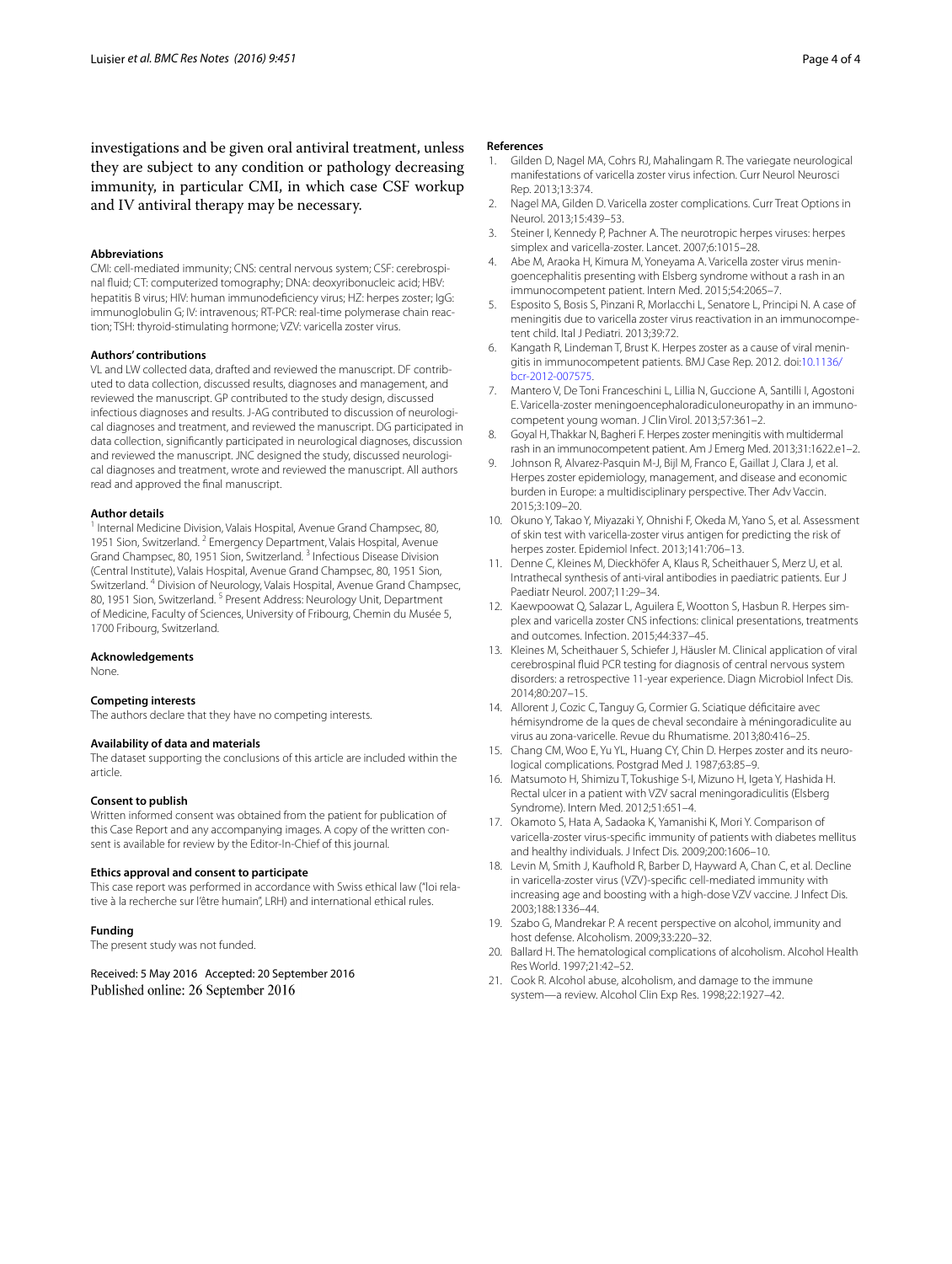investigations and be given oral antiviral treatment, unless they are subject to any condition or pathology decreasing immunity, in particular CMI, in which case CSF workup and IV antiviral therapy may be necessary.

#### Abbreviations

CMI: cell-mediated immunity; CNS: central nervous system; CSF: cerebrospinal fluid; CT: computerized tomography; DNA: deoxyribonucleic acid; HBV: hepatitis B virus; HIV: human immunodeficiency virus; HZ: herpes zoster; IgG: immunoglobulin G; IV: intravenous; RT-PCR: real-time polymerase chain reaction; TSH: thyroid-stimulating hormone; VZV: varicella zoster virus.

#### Authors' contributions

VL and LW collected data, drafted and reviewed the manuscript. DF contributed to data collection, discussed results, diagnoses and management, and reviewed the manuscript. GP contributed to the study design, discussed infectious diagnoses and results. J-AG contributed to discussion of neurological diagnoses and treatment, and reviewed the manuscript. DG participated in data collection, significantly participated in neurological diagnoses, discussion and reviewed the manuscript. JNC designed the study, discussed neurological diagnoses and treatment, wrote and reviewed the manuscript. All authors read and approved the final manuscript.

#### Author details

[1] Internal Medicine Division, Valais Hospital, Avenue Grand Champsec, 80, 1951 Sion, Switzerland. [2] Emergency Department, Valais Hospital, Avenue Grand Champsec, 80, 1951 Sion, Switzerland. [3] Infectious Disease Division (Central Institute), Valais Hospital, Avenue Grand Champsec, 80, 1951 Sion, Switzerland. [4] Division of Neurology, Valais Hospital, Avenue Grand Champsec, 80, 1951 Sion, Switzerland. [5] Present Address: Neurology Unit, Department of Medicine, Faculty of Sciences, University of Fribourg, Chemin du Musée 5, 1700 Fribourg, Switzerland.

#### Acknowledgements

None.

#### Competing interests

The authors declare that they have no competing interests.

#### Availability of data and materials

The dataset supporting the conclusions of this article are included within the article.

#### Consent to publish

Written informed consent was obtained from the patient for publication of this Case Report and any accompanying images. A copy of the written consent is available for review by the Editor-In-Chief of this journal.

#### Ethics approval and consent to participate

This case report was performed in accordance with Swiss ethical law ("loi relative à la recherche sur l'être humain", LRH) and international ethical rules.

#### Funding

The present study was not funded.

Received: 5 May 2016 Accepted: 20 September 2016
Published online: 26 September 2016

#### References

1. Gilden D, Nagel MA, Cohrs RJ, Mahalingam R. The variegate neurological manifestations of varicella zoster virus infection. Curr Neurol Neurosci Rep. 2013;13:374.
2. Nagel MA, Gilden D. Varicella zoster complications. Curr Treat Options in Neurol. 2013;15:439–53.
3. Steiner I, Kennedy P, Pachner A. The neurotropic herpes viruses: herpes simplex and varicella-zoster. Lancet. 2007;6:1015–28.
4. Abe M, Araoka H, Kimura M, Yoneyama A. Varicella zoster virus meningoencephalitis presenting with Elsberg syndrome without a rash in an immunocompetent patient. Intern Med. 2015;54:2065–7.
5. Esposito S, Bosis S, Pinzani R, Morlacchi L, Senatore L, Principi N. A case of meningitis due to varicella zoster virus reactivation in an immunocompetent child. Ital J Pediatri. 2013;39:72.
6. Kangath R, Lindeman T, Brust K. Herpes zoster as a cause of viral meningitis in immunocompetent patients. BMJ Case Rep. 2012. doi:10.1136/bcr-2012-007575.
7. Mantero V, De Toni Franceschini L, Lillia N, Guccione A, Santilli I, Agostoni E. Varicella-zoster meningoencephaloradiculoneuropathy in an immunocompetent young woman. J Clin Virol. 2013;57:361–2.
8. Goyal H, Thakkar N, Bagheri F. Herpes zoster meningitis with multidermal rash in an immunocompetent patient. Am J Emerg Med. 2013;31:1622.e1–2.
9. Johnson R, Alvarez-Pasquin M-J, Bijl M, Franco E, Gaillat J, Clara J, et al. Herpes zoster epidemiology, management, and disease and economic burden in Europe: a multidisciplinary perspective. Ther Adv Vaccin. 2015;3:109–20.
10. Okuno Y, Takao Y, Miyazaki Y, Ohnishi F, Okeda M, Yano S, et al. Assessment of skin test with varicella-zoster virus antigen for predicting the risk of herpes zoster. Epidemiol Infect. 2013;141:706–13.
11. Denne C, Kleines M, Dieckhöfer A, Klaus R, Scheithauer S, Merz U, et al. Intrathecal synthesis of anti-viral antibodies in paediatric patients. Eur J Paediatr Neurol. 2007;11:29–34.
12. Kaewpoowat Q, Salazar L, Aguilera E, Wootton S, Hasbun R. Herpes simplex and varicella zoster CNS infections: clinical presentations, treatments and outcomes. Infection. 2015;44:337–45.
13. Kleines M, Scheithauer S, Schiefer J, Häusler M. Clinical application of viral cerebrospinal fluid PCR testing for diagnosis of central nervous system disorders: a retrospective 11-year experience. Diagn Microbiol Infect Dis. 2014;80:207–15.
14. Allorent J, Cozic C, Tanguy G, Cormier G. Sciatique déficitaire avec hémisyndrome de la ques de cheval secondaire à méningoradiculite au virus au zona-varicelle. Revue du Rhumatisme. 2013;80:416–25.
15. Chang CM, Woo E, Yu YL, Huang CY, Chin D. Herpes zoster and its neurological complications. Postgrad Med J. 1987;63:85–9.
16. Matsumoto H, Shimizu T, Tokushige S-I, Mizuno H, Igeta Y, Hashida H. Rectal ulcer in a patient with VZV sacral meningoradiculitis (Elsberg Syndrome). Intern Med. 2012;51:651–4.
17. Okamoto S, Hata A, Sadaoka K, Yamanishi K, Mori Y. Comparison of varicella-zoster virus-specific immunity of patients with diabetes mellitus and healthy individuals. J Infect Dis. 2009;200:1606–10.
18. Levin M, Smith J, Kaufhold R, Barber D, Hayward A, Chan C, et al. Decline in varicella-zoster virus (VZV)-specific cell-mediated immunity with increasing age and boosting with a high-dose VZV vaccine. J Infect Dis. 2003;188:1336–44.
19. Szabo G, Mandrekar P. A recent perspective on alcohol, immunity and host defense. Alcoholism. 2009;33:220–32.
20. Ballard H. The hematological complications of alcoholism. Alcohol Health Res World. 1997;21:42–52.
21. Cook R. Alcohol abuse, alcoholism, and damage to the immune system—a review. Alcohol Clin Exp Res. 1998;22:1927–42.